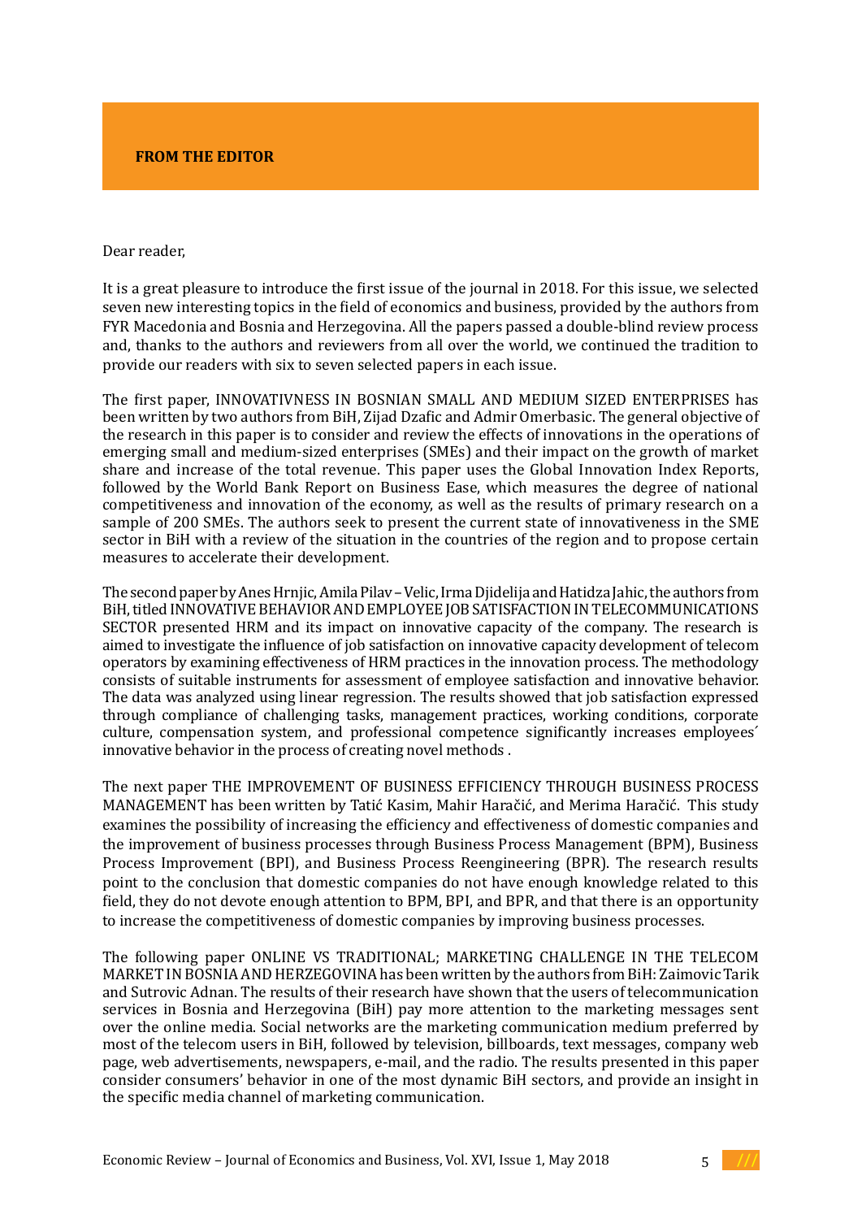## FROM THE EDITOR

Dear reader,

It is a great pleasure to introduce the first issue of the journal in 2018. For this issue, we selected seven new interesting topics in the field of economics and business, provided by the authors from FYR Macedonia and Bosnia and Herzegovina. All the papers passed a double-blind review process and, thanks to the authors and reviewers from all over the world, we continued the tradition to provide our readers with six to seven selected papers in each issue.

The first paper, INNOVATIVNESS IN BOSNIAN SMALL AND MEDIUM SIZED ENTERPRISES has been written by two authors from BiH, Zijad Dzafic and Admir Omerbasic. The general objective of the research in this paper is to consider and review the effects of innovations in the operations of emerging small and medium-sized enterprises (SMEs) and their impact on the growth of market share and increase of the total revenue. This paper uses the Global Innovation Index Reports, followed by the World Bank Report on Business Ease, which measures the degree of national competitiveness and innovation of the economy, as well as the results of primary research on a sample of 200 SMEs. The authors seek to present the current state of innovativeness in the SME sector in BiH with a review of the situation in the countries of the region and to propose certain measures to accelerate their development.

The second paper by Anes Hrnjic, Amila Pilav – Velic, Irma Djidelija and Hatidza Jahic, the authors from BiH, titled INNOVATIVE BEHAVIOR AND EMPLOYEE JOB SATISFACTION IN TELECOMMUNICATIONS SECTOR presented HRM and its impact on innovative capacity of the company. The research is aimed to investigate the influence of job satisfaction on innovative capacity development of telecom operators by examining effectiveness of HRM practices in the innovation process. The methodology consists of suitable instruments for assessment of employee satisfaction and innovative behavior. The data was analyzed using linear regression. The results showed that job satisfaction expressed through compliance of challenging tasks, management practices, working conditions, corporate culture, compensation system, and professional competence significantly increases employees´ innovative behavior in the process of creating novel methods .

The next paper THE IMPROVEMENT OF BUSINESS EFFICIENCY THROUGH BUSINESS PROCESS MANAGEMENT has been written by Tatić Kasim, Mahir Haračić, and Merima Haračić. This study examines the possibility of increasing the efficiency and effectiveness of domestic companies and the improvement of business processes through Business Process Management (BPM), Business Process Improvement (BPI), and Business Process Reengineering (BPR). The research results point to the conclusion that domestic companies do not have enough knowledge related to this field, they do not devote enough attention to BPM, BPI, and BPR, and that there is an opportunity to increase the competitiveness of domestic companies by improving business processes.

The following paper ONLINE VS TRADITIONAL; MARKETING CHALLENGE IN THE TELECOM MARKET IN BOSNIA AND HERZEGOVINA has been written by the authors from BiH: Zaimovic Tarik and Sutrovic Adnan. The results of their research have shown that the users of telecommunication services in Bosnia and Herzegovina (BiH) pay more attention to the marketing messages sent over the online media. Social networks are the marketing communication medium preferred by most of the telecom users in BiH, followed by television, billboards, text messages, company web page, web advertisements, newspapers, e-mail, and the radio. The results presented in this paper consider consumers' behavior in one of the most dynamic BiH sectors, and provide an insight in the specific media channel of marketing communication.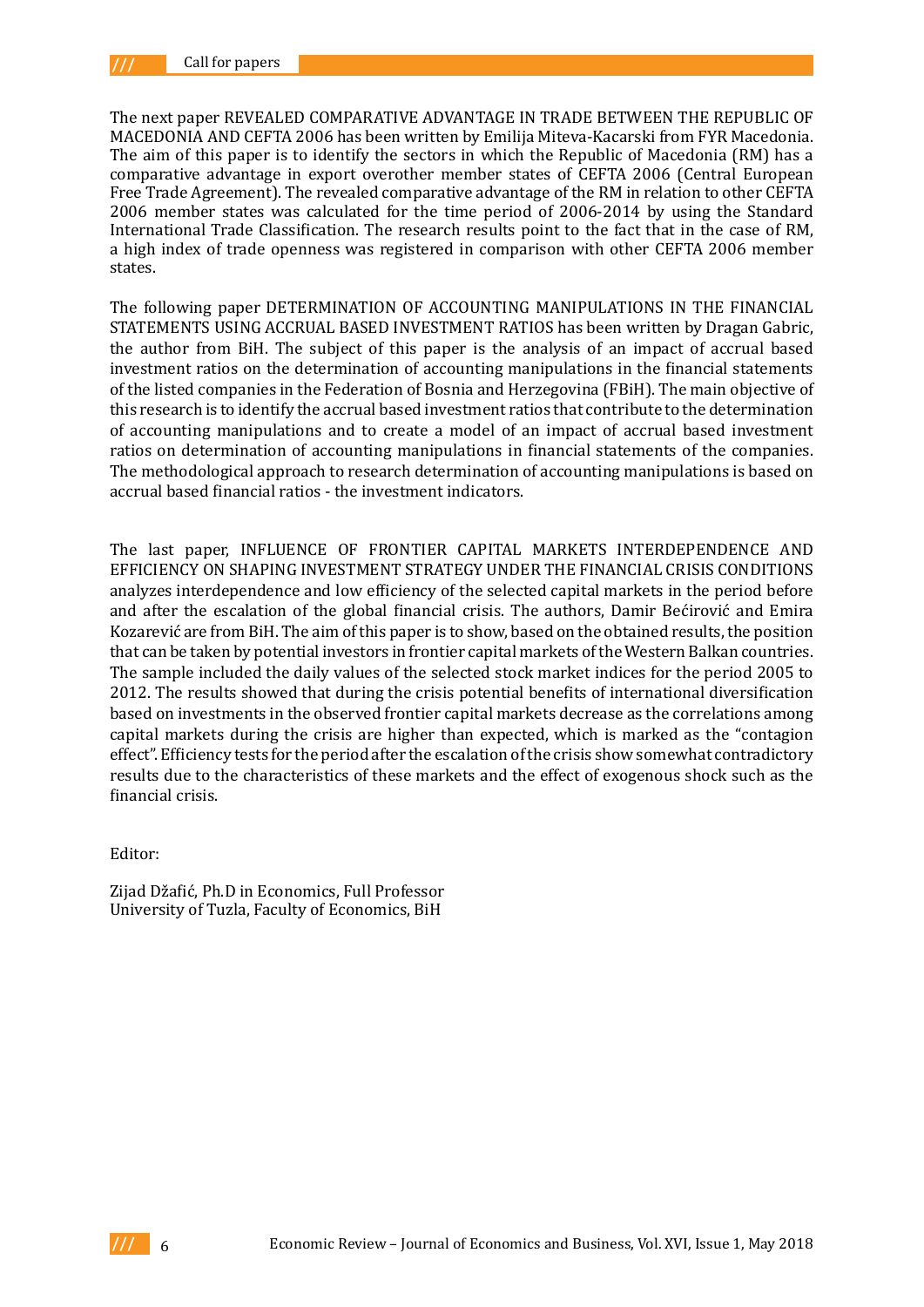The next paper REVEALED COMPARATIVE ADVANTAGE IN TRADE BETWEEN THE REPUBLIC OF MACEDONIA AND CEFTA 2006 has been written by Emilija Miteva-Kacarski from FYR Macedonia. The aim of this paper is to identify the sectors in which the Republic of Macedonia (RM) has a comparative advantage in export overother member states of CEFTA 2006 (Central European Free Trade Agreement). The revealed comparative advantage of the RM in relation to other CEFTA 2006 member states was calculated for the time period of 2006-2014 by using the Standard International Trade Classification. The research results point to the fact that in the case of RM, a high index of trade openness was registered in comparison with other CEFTA 2006 member states.

The following paper DETERMINATION OF ACCOUNTING MANIPULATIONS IN THE FINANCIAL STATEMENTS USING ACCRUAL BASED INVESTMENT RATIOS has been written by Dragan Gabric, the author from BiH. The subject of this paper is the analysis of an impact of accrual based investment ratios on the determination of accounting manipulations in the financial statements of the listed companies in the Federation of Bosnia and Herzegovina (FBiH). The main objective of this research is to identify the accrual based investment ratios that contribute to the determination of accounting manipulations and to create a model of an impact of accrual based investment ratios on determination of accounting manipulations in financial statements of the companies. The methodological approach to research determination of accounting manipulations is based on accrual based financial ratios - the investment indicators.

The last paper, INFLUENCE OF FRONTIER CAPITAL MARKETS INTERDEPENDENCE AND EFFICIENCY ON SHAPING INVESTMENT STRATEGY UNDER THE FINANCIAL CRISIS CONDITIONS analyzes interdependence and low efficiency of the selected capital markets in the period before and after the escalation of the global financial crisis. The authors, Damir Bećirović and Emira Kozarević are from BiH. The aim of this paper is to show, based on the obtained results, the position that can be taken by potential investors in frontier capital markets of the Western Balkan countries. The sample included the daily values of the selected stock market indices for the period 2005 to 2012. The results showed that during the crisis potential benefits of international diversification based on investments in the observed frontier capital markets decrease as the correlations among capital markets during the crisis are higher than expected, which is marked as the "contagion effect". Efficiency tests for the period after the escalation of the crisis show somewhat contradictory results due to the characteristics of these markets and the effect of exogenous shock such as the financial crisis.

Editor:

Zijad Džafić, Ph.D in Economics, Full Professor
University of Tuzla, Faculty of Economics, BiH